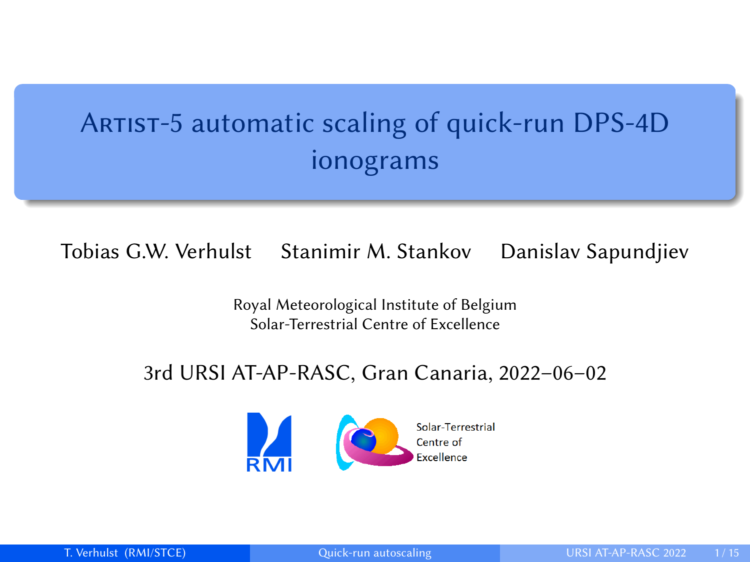# ARTIST-5 automatic scaling of quick-run DPS-4D ionograms

Tobias G.W. Verhulst    Stanimir M. Stankov    Danislav Sapundjiev

Royal Meteorological Institute of Belgium
Solar-Terrestrial Centre of Excellence

3rd URSI AT-AP-RASC, Gran Canaria, 2022–06–02

RMI

Solar-Terrestrial Centre of Excellence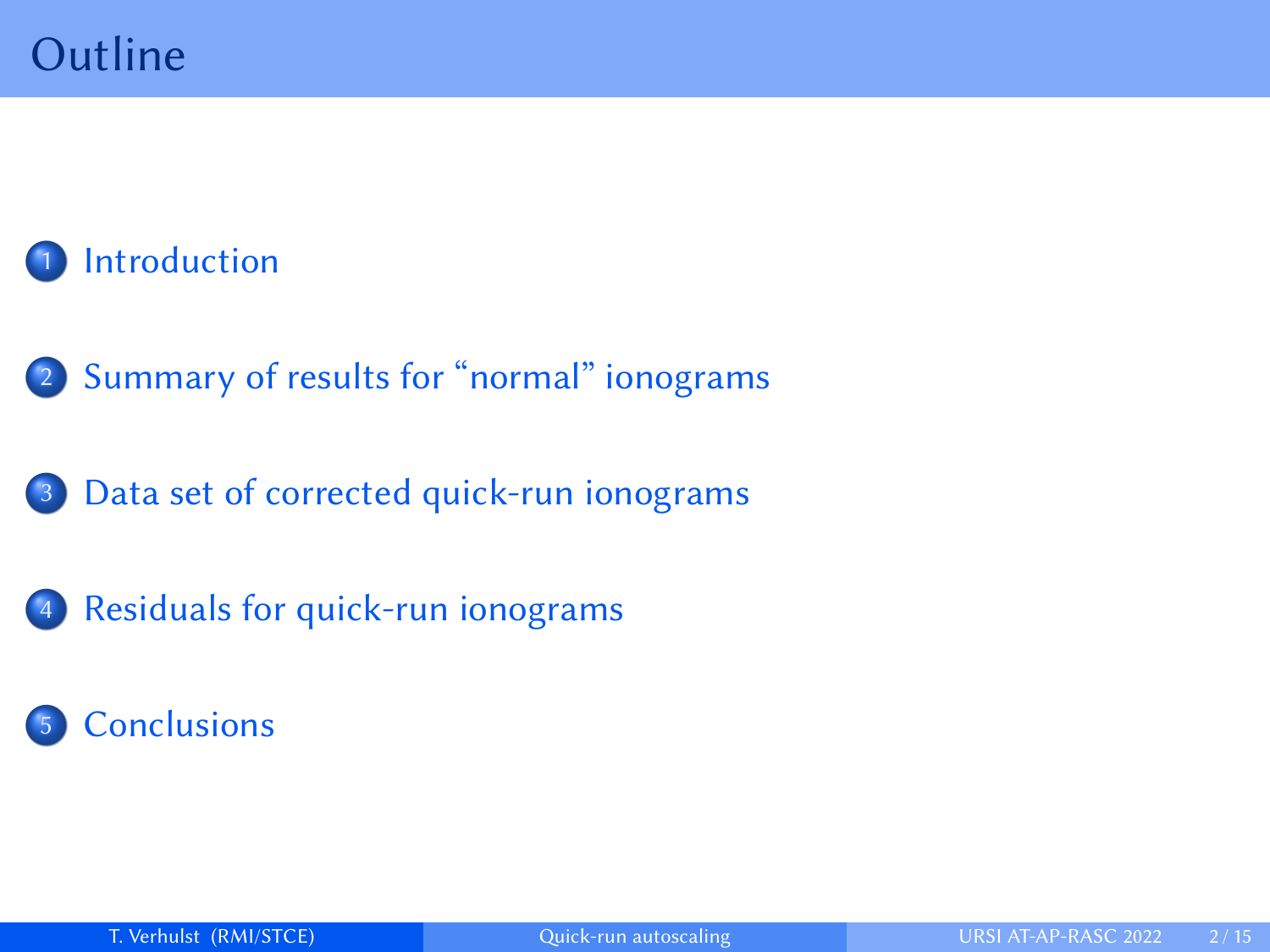# Outline

1. Introduction
2. Summary of results for “normal” ionograms
3. Data set of corrected quick-run ionograms
4. Residuals for quick-run ionograms
5. Conclusions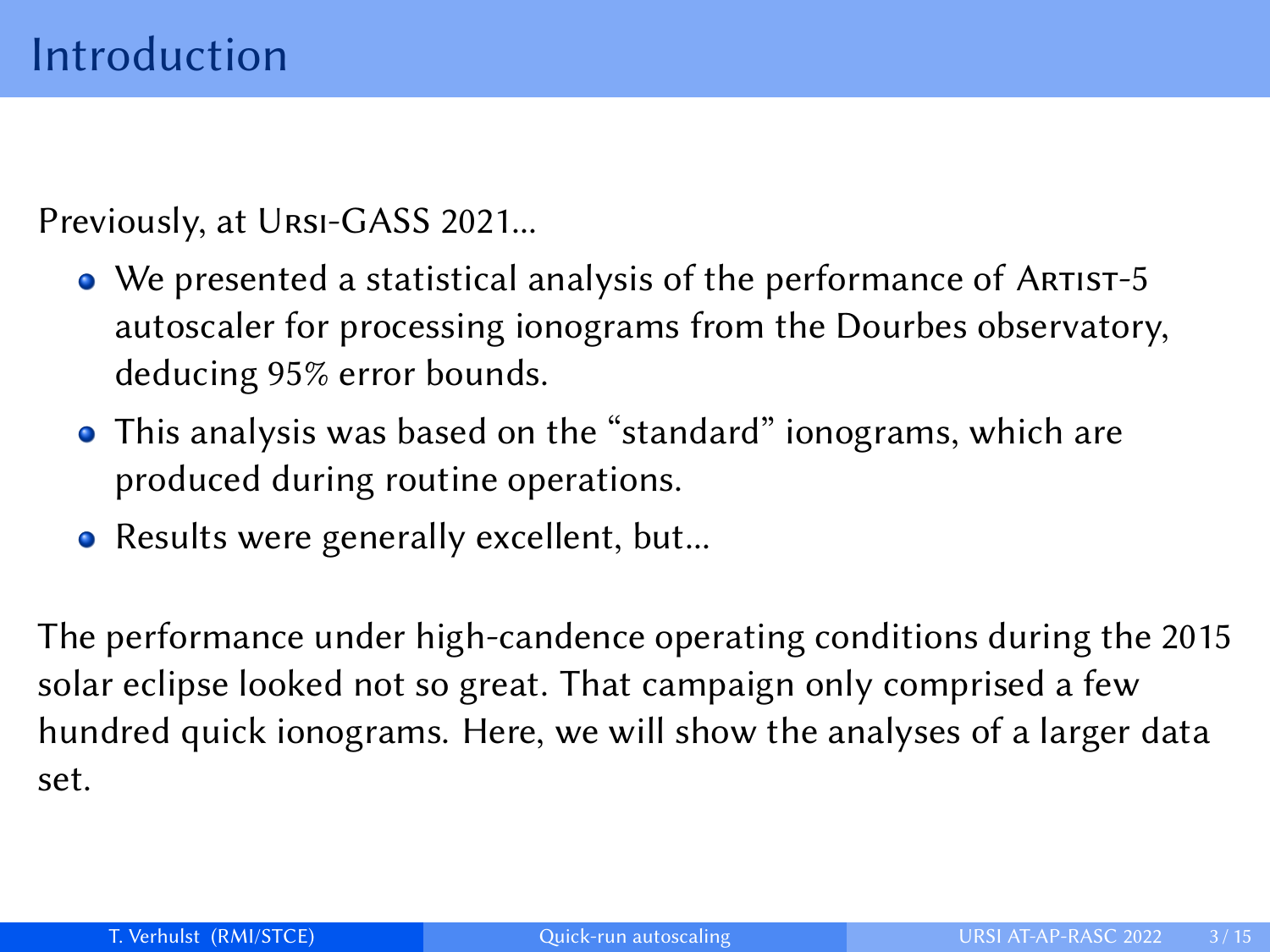# Introduction

Previously, at URSI-GASS 2021...

- We presented a statistical analysis of the performance of ARTIST-5 autoscaler for processing ionograms from the Dourbes observatory, deducing 95% error bounds.
- This analysis was based on the "standard" ionograms, which are produced during routine operations.
- Results were generally excellent, but...

The performance under high-candence operating conditions during the 2015 solar eclipse looked not so great. That campaign only comprised a few hundred quick ionograms. Here, we will show the analyses of a larger data set.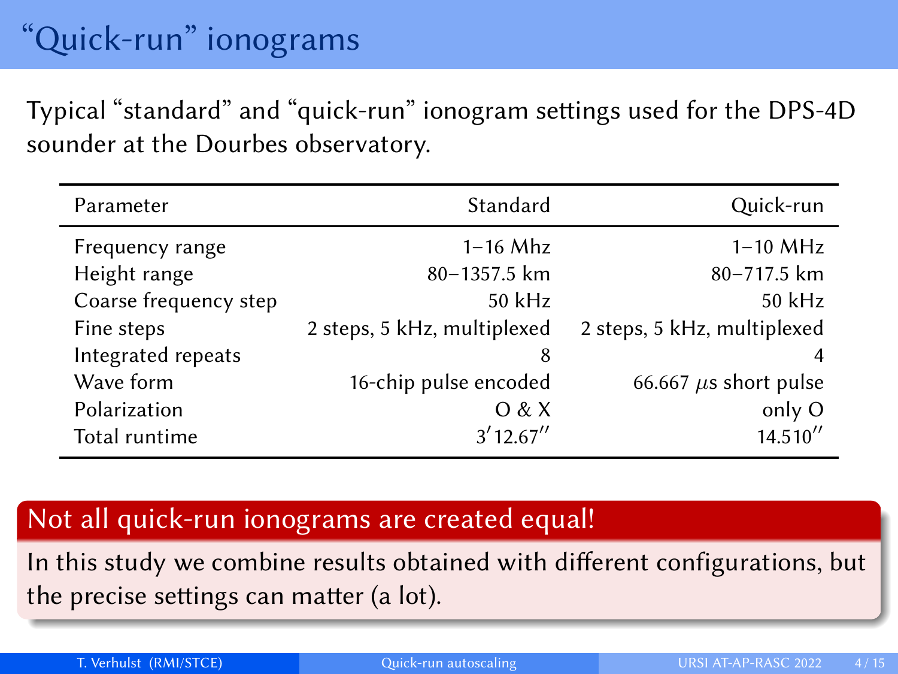# “Quick-run” ionograms

Typical “standard” and “quick-run” ionogram settings used for the DPS-4D sounder at the Dourbes observatory.

| Parameter | Standard | Quick-run |
|---|---:|---:|
| Frequency range | 1–16 Mhz | 1–10 MHz |
| Height range | 80–1357.5 km | 80–717.5 km |
| Coarse frequency step | 50 kHz | 50 kHz |
| Fine steps | 2 steps, 5 kHz, multiplexed | 2 steps, 5 kHz, multiplexed |
| Integrated repeats | 8 | 4 |
| Wave form | 16-chip pulse encoded | 66.667 $\mu$s short pulse |
| Polarization | O & X | only O |
| Total runtime | $3'12.67''$ | $14.510''$ |

**Not all quick-run ionograms are created equal!**

In this study we combine results obtained with different configurations, but the precise settings can matter (a lot).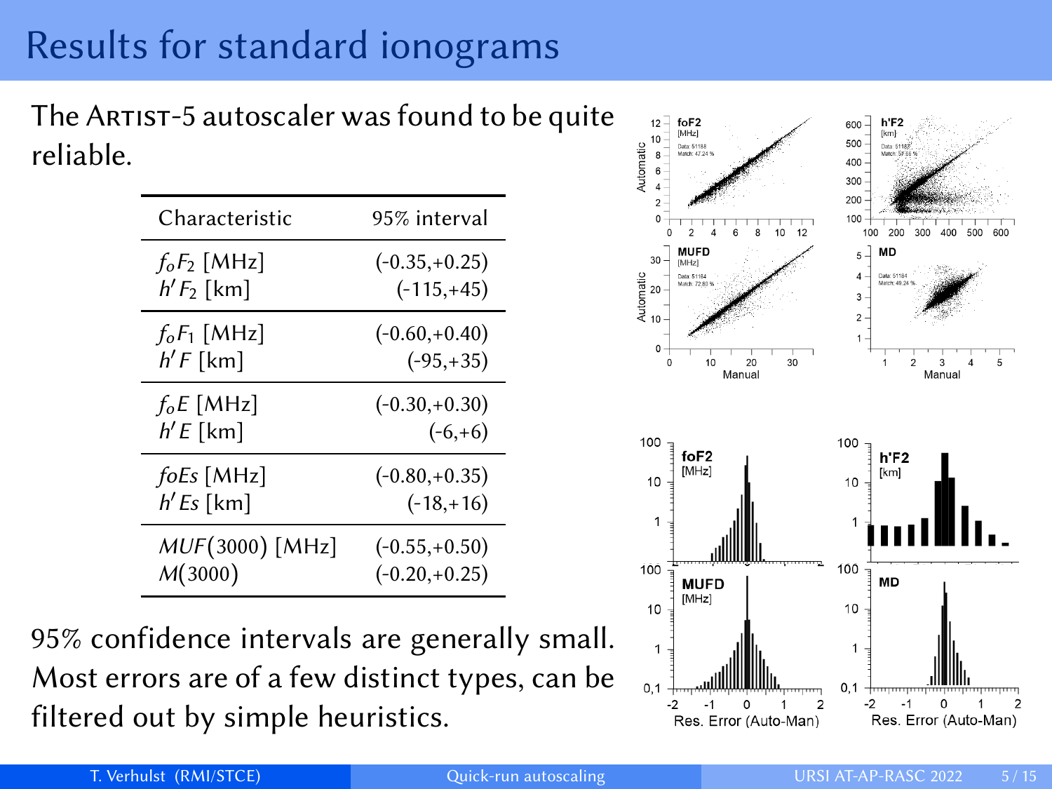# Results for standard ionograms

The ARTIST-5 autoscaler was found to be quite reliable.

| Characteristic | 95% interval |
|---|---|
| $f_oF_2$ [MHz] | (-0.35,+0.25) |
| $h'F_2$ [km] | (-115,+45) |
| $f_oF_1$ [MHz] | (-0.60,+0.40) |
| $h'F$ [km] | (-95,+35) |
| $f_oE$ [MHz] | (-0.30,+0.30) |
| $h'E$ [km] | (-6,+6) |
| $foEs$ [MHz] | (-0.80,+0.35) |
| $h'Es$ [km] | (-18,+16) |
| $MUF(3000)$ [MHz] | (-0.55,+0.50) |
| $M(3000)$ | (-0.20,+0.25) |

95% confidence intervals are generally small. Most errors are of a few distinct types, can be filtered out by simple heuristics.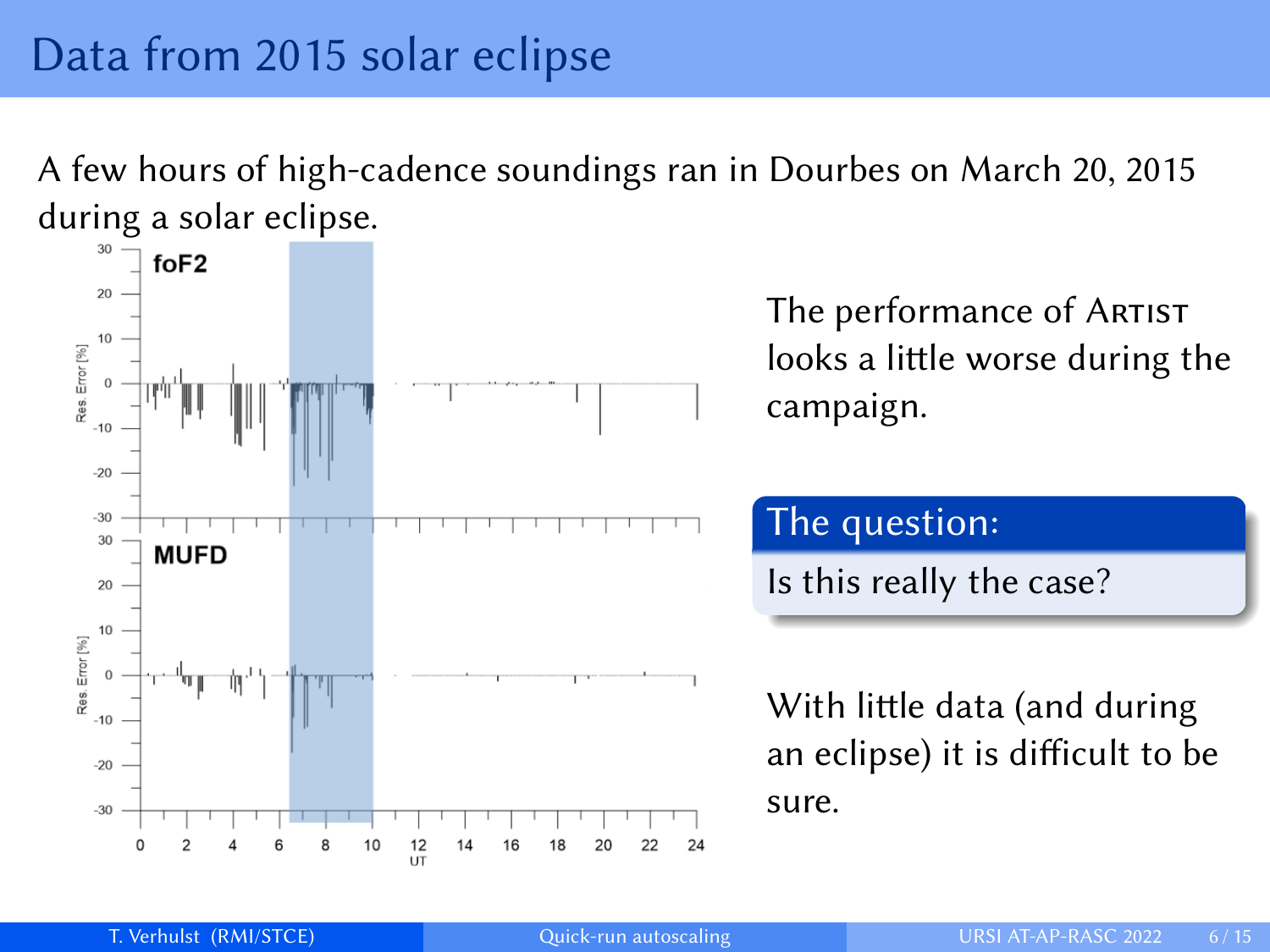# Data from 2015 solar eclipse

A few hours of high-cadence soundings ran in Dourbes on March 20, 2015 during a solar eclipse.

The performance of ARTIST looks a little worse during the campaign.

**The question:**

Is this really the case?

With little data (and during an eclipse) it is difficult to be sure.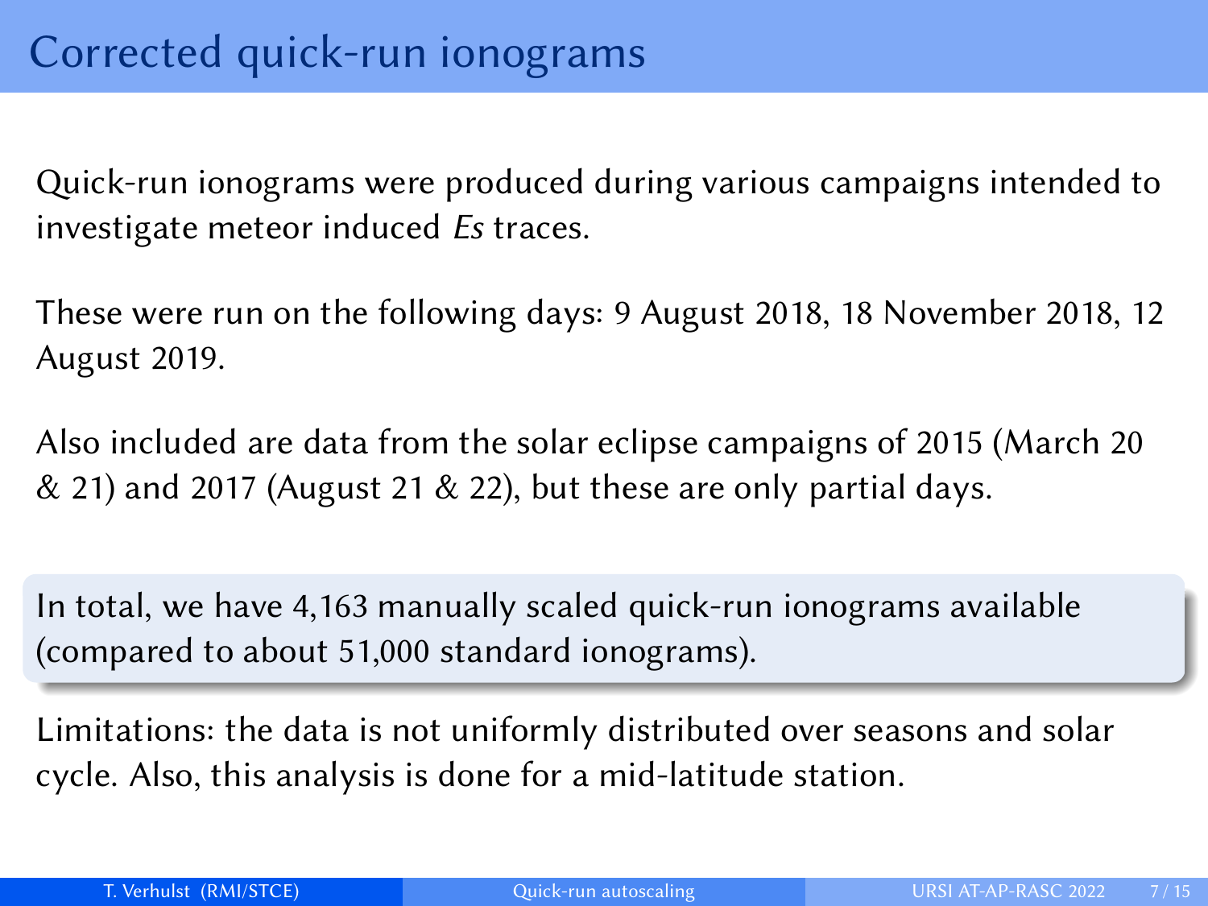# Corrected quick-run ionograms

Quick-run ionograms were produced during various campaigns intended to investigate meteor induced *Es* traces.

These were run on the following days: 9 August 2018, 18 November 2018, 12 August 2019.

Also included are data from the solar eclipse campaigns of 2015 (March 20 & 21) and 2017 (August 21 & 22), but these are only partial days.

In total, we have 4,163 manually scaled quick-run ionograms available (compared to about 51,000 standard ionograms).

Limitations: the data is not uniformly distributed over seasons and solar cycle. Also, this analysis is done for a mid-latitude station.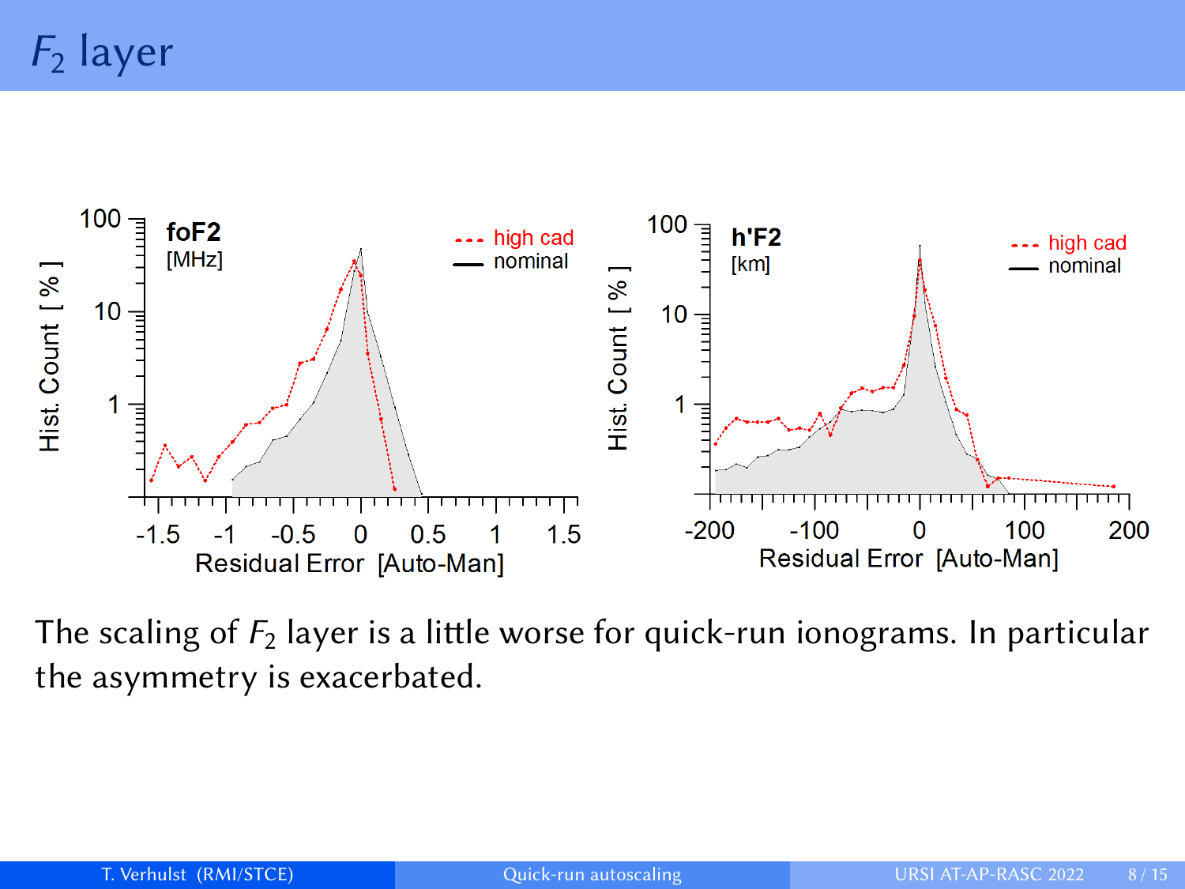# $F_2$ layer

The scaling of $F_2$ layer is a little worse for quick-run ionograms. In particular the asymmetry is exacerbated.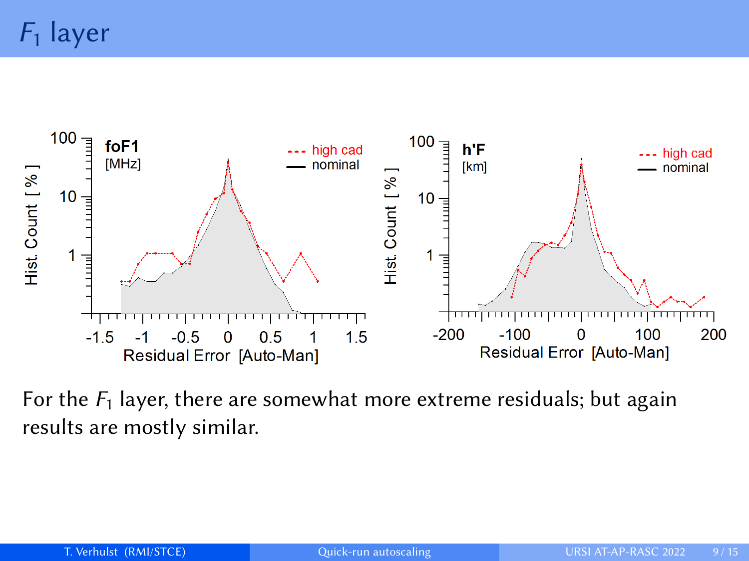# $F_1$ layer

For the $F_1$ layer, there are somewhat more extreme residuals; but again results are mostly similar.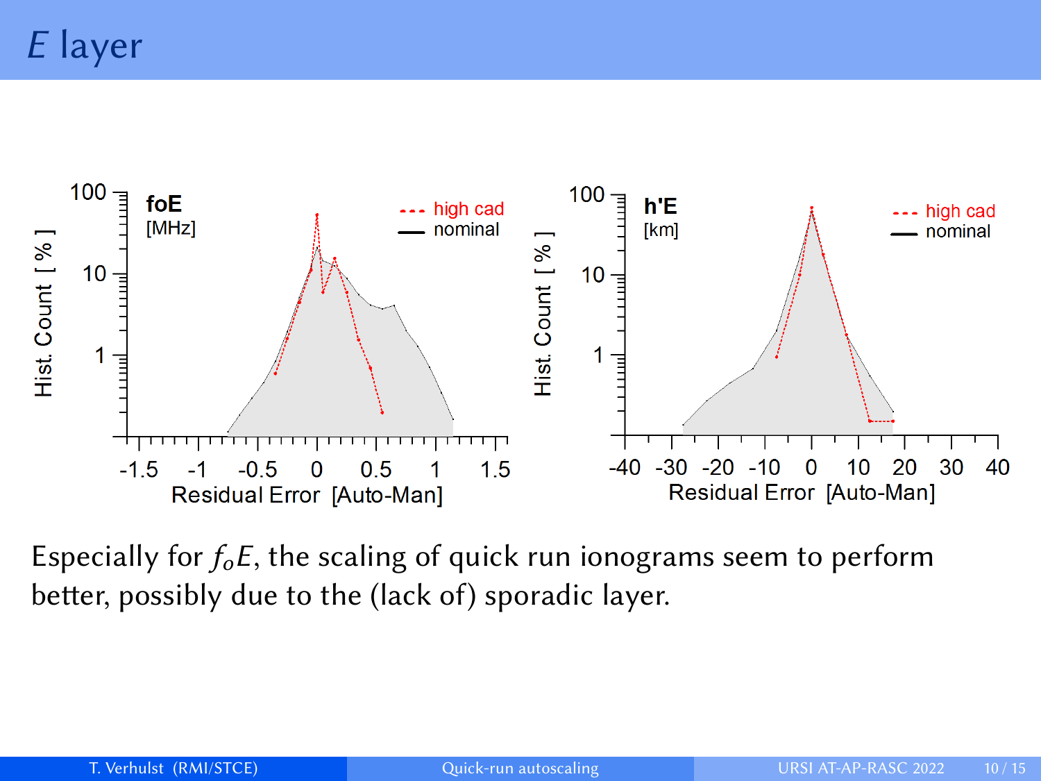# $E$ layer

Especially for $f_oE$, the scaling of quick run ionograms seem to perform better, possibly due to the (lack of) sporadic layer.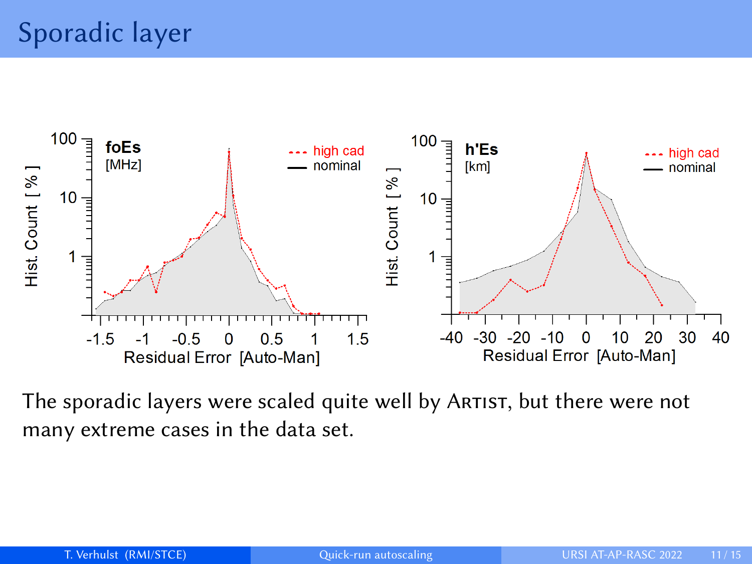# Sporadic layer

The sporadic layers were scaled quite well by Artist, but there were not many extreme cases in the data set.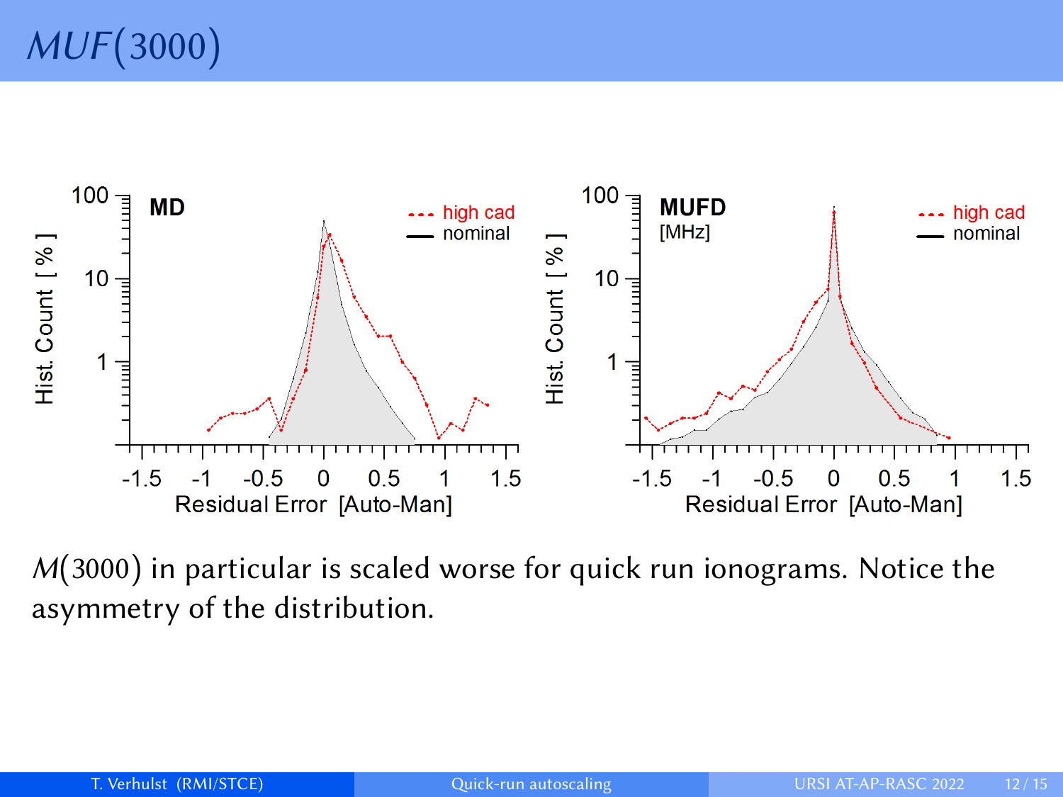# $MUF(3000)$

$M(3000)$ in particular is scaled worse for quick run ionograms. Notice the asymmetry of the distribution.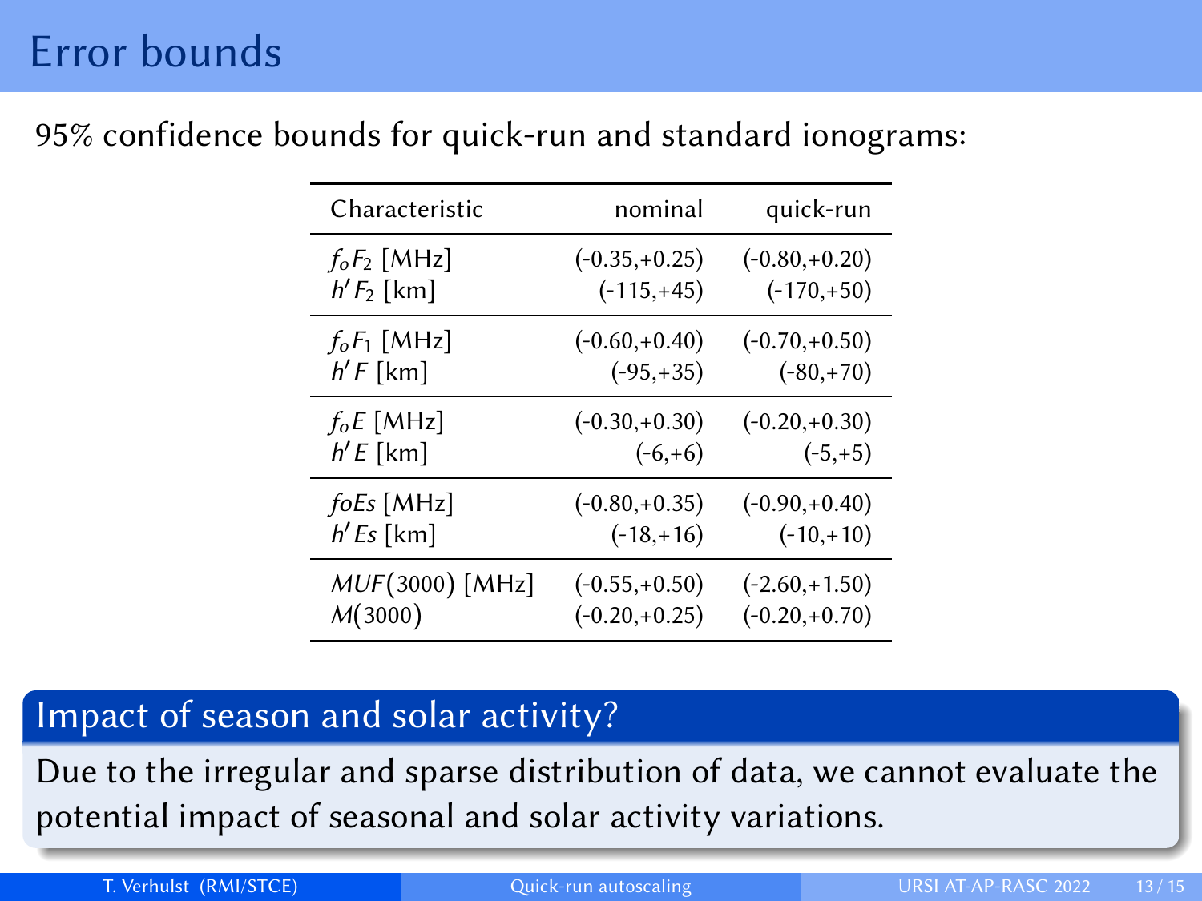# Error bounds

95% confidence bounds for quick-run and standard ionograms:

| Characteristic | nominal | quick-run |
|---|---|---|
| $f_oF_2$ [MHz] | (-0.35,+0.25) | (-0.80,+0.20) |
| $h'F_2$ [km] | (-115,+45) | (-170,+50) |
| $f_oF_1$ [MHz] | (-0.60,+0.40) | (-0.70,+0.50) |
| $h'F$ [km] | (-95,+35) | (-80,+70) |
| $f_oE$ [MHz] | (-0.30,+0.30) | (-0.20,+0.30) |
| $h'E$ [km] | (-6,+6) | (-5,+5) |
| $foEs$ [MHz] | (-0.80,+0.35) | (-0.90,+0.40) |
| $h'Es$ [km] | (-18,+16) | (-10,+10) |
| $MUF(3000)$ [MHz] | (-0.55,+0.50) | (-2.60,+1.50) |
| $M(3000)$ | (-0.20,+0.25) | (-0.20,+0.70) |

### Impact of season and solar activity?

Due to the irregular and sparse distribution of data, we cannot evaluate the potential impact of seasonal and solar activity variations.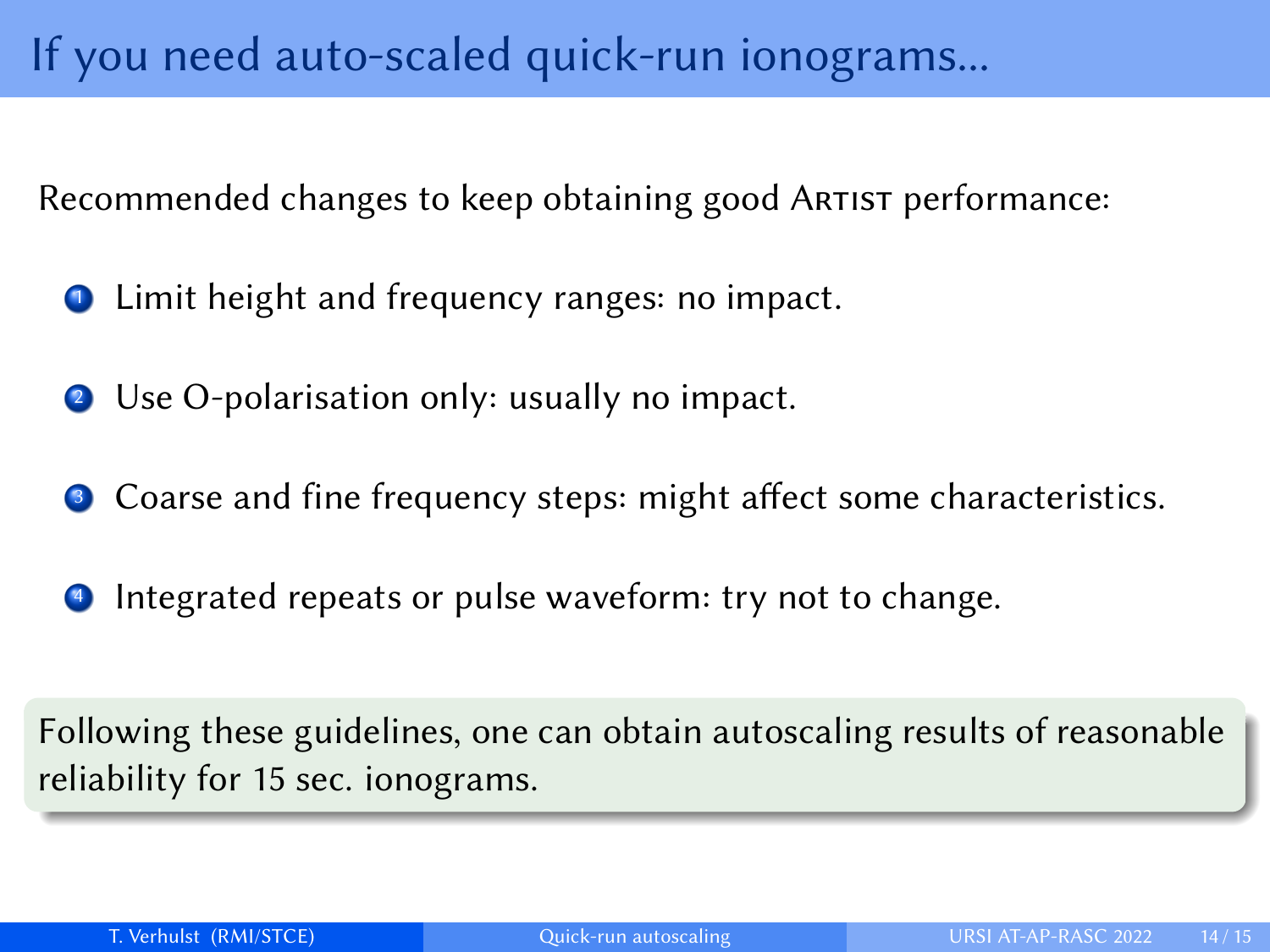# If you need auto-scaled quick-run ionograms...

Recommended changes to keep obtaining good ARTIST performance:

1. Limit height and frequency ranges: no impact.
2. Use O-polarisation only: usually no impact.
3. Coarse and fine frequency steps: might affect some characteristics.
4. Integrated repeats or pulse waveform: try not to change.

Following these guidelines, one can obtain autoscaling results of reasonable reliability for 15 sec. ionograms.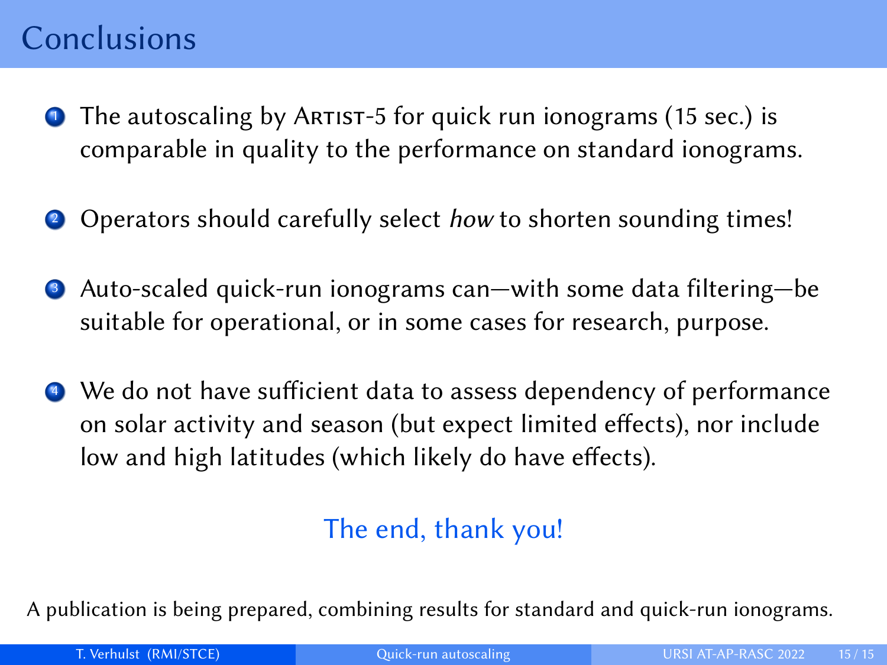# Conclusions

1. The autoscaling by ARTIST-5 for quick run ionograms (15 sec.) is comparable in quality to the performance on standard ionograms.
2. Operators should carefully select *how* to shorten sounding times!
3. Auto-scaled quick-run ionograms can—with some data filtering—be suitable for operational, or in some cases for research, purpose.
4. We do not have sufficient data to assess dependency of performance on solar activity and season (but expect limited effects), nor include low and high latitudes (which likely do have effects).

The end, thank you!

A publication is being prepared, combining results for standard and quick-run ionograms.